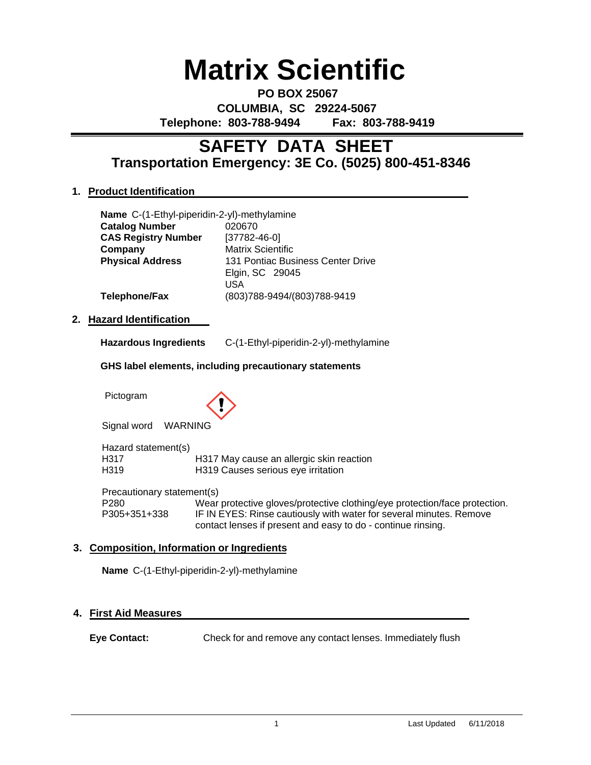# Matrix Scientific

**PO BOX 25067**
**COLUMBIA, SC 29224-5067**
**Telephone: 803-788-9494 Fax: 803-788-9419**

## SAFETY DATA SHEET
### Transportation Emergency: 3E Co. (5025) 800-451-8346

### 1. Product Identification

**Name** C-(1-Ethyl-piperidin-2-yl)-methylamine

| | |
|---|---|
| **Catalog Number** | 020670 |
| **CAS Registry Number** | [37782-46-0] |
| **Company** | Matrix Scientific |
| **Physical Address** | 131 Pontiac Business Center Drive<br>Elgin, SC 29045<br>USA |
| **Telephone/Fax** | (803)788-9494/(803)788-9419 |

### 2. Hazard Identification

**Hazardous Ingredients** C-(1-Ethyl-piperidin-2-yl)-methylamine

**GHS label elements, including precautionary statements**

Pictogram

Signal word WARNING

Hazard statement(s)

| | |
|---|---|
| H317 | H317 May cause an allergic skin reaction |
| H319 | H319 Causes serious eye irritation |

Precautionary statement(s)

| | |
|---|---|
| P280 | Wear protective gloves/protective clothing/eye protection/face protection. |
| P305+351+338 | IF IN EYES: Rinse cautiously with water for several minutes. Remove contact lenses if present and easy to do - continue rinsing. |

### 3. Composition, Information or Ingredients

**Name** C-(1-Ethyl-piperidin-2-yl)-methylamine

### 4. First Aid Measures

**Eye Contact:** Check for and remove any contact lenses. Immediately flush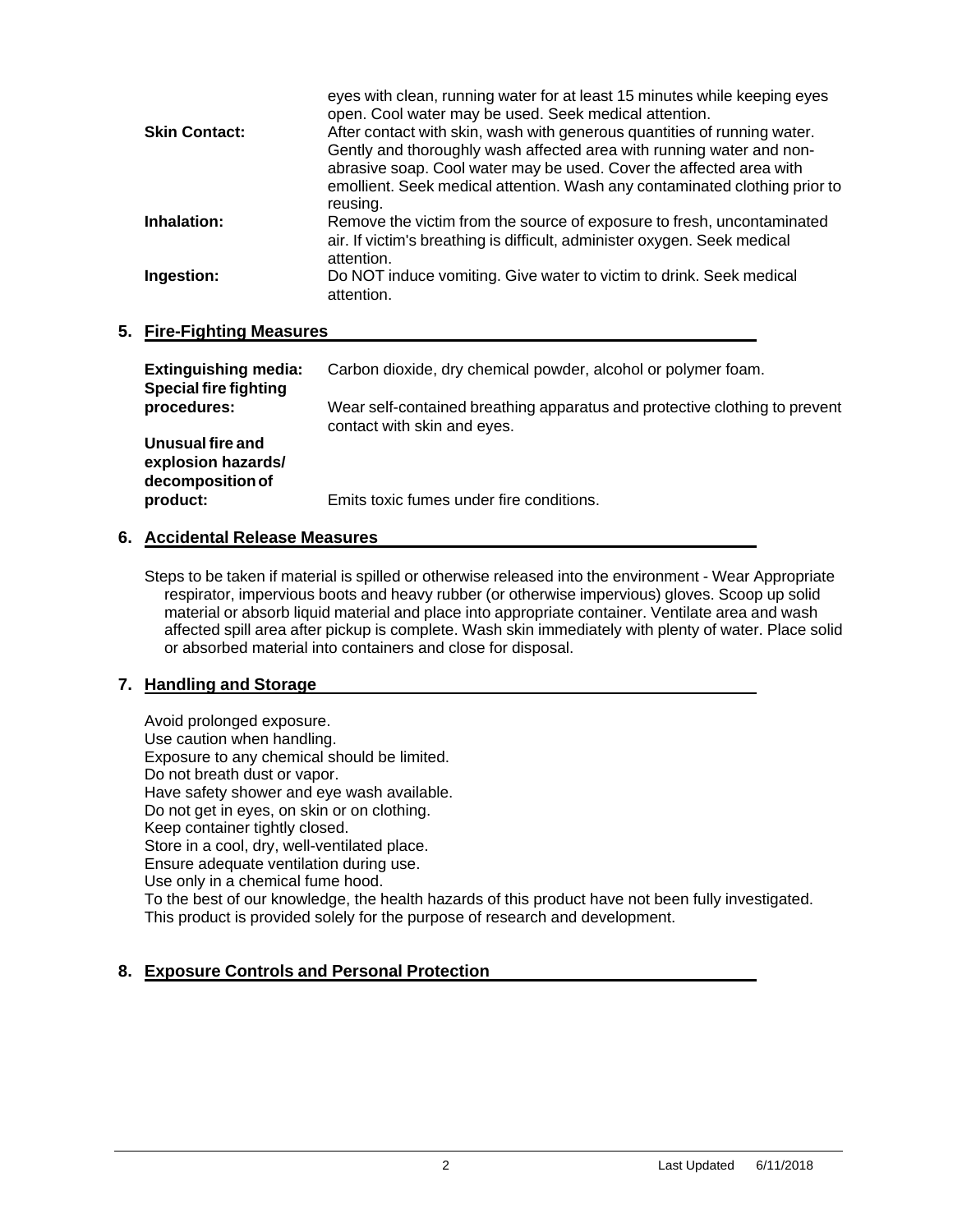eyes with clean, running water for at least 15 minutes while keeping eyes open. Cool water may be used. Seek medical attention.

**Skin Contact:** After contact with skin, wash with generous quantities of running water. Gently and thoroughly wash affected area with running water and non-abrasive soap. Cool water may be used. Cover the affected area with emollient. Seek medical attention. Wash any contaminated clothing prior to reusing.

**Inhalation:** Remove the victim from the source of exposure to fresh, uncontaminated air. If victim's breathing is difficult, administer oxygen. Seek medical attention.

**Ingestion:** Do NOT induce vomiting. Give water to victim to drink. Seek medical attention.

## 5. Fire-Fighting Measures

**Extinguishing media:** Carbon dioxide, dry chemical powder, alcohol or polymer foam.

**Special fire fighting procedures:** Wear self-contained breathing apparatus and protective clothing to prevent contact with skin and eyes.

**Unusual fire and explosion hazards/ decomposition of product:** Emits toxic fumes under fire conditions.

## 6. Accidental Release Measures

Steps to be taken if material is spilled or otherwise released into the environment - Wear Appropriate respirator, impervious boots and heavy rubber (or otherwise impervious) gloves. Scoop up solid material or absorb liquid material and place into appropriate container. Ventilate area and wash affected spill area after pickup is complete. Wash skin immediately with plenty of water. Place solid or absorbed material into containers and close for disposal.

## 7. Handling and Storage

Avoid prolonged exposure.
Use caution when handling.
Exposure to any chemical should be limited.
Do not breath dust or vapor.
Have safety shower and eye wash available.
Do not get in eyes, on skin or on clothing.
Keep container tightly closed.
Store in a cool, dry, well-ventilated place.
Ensure adequate ventilation during use.
Use only in a chemical fume hood.
To the best of our knowledge, the health hazards of this product have not been fully investigated.
This product is provided solely for the purpose of research and development.

## 8. Exposure Controls and Personal Protection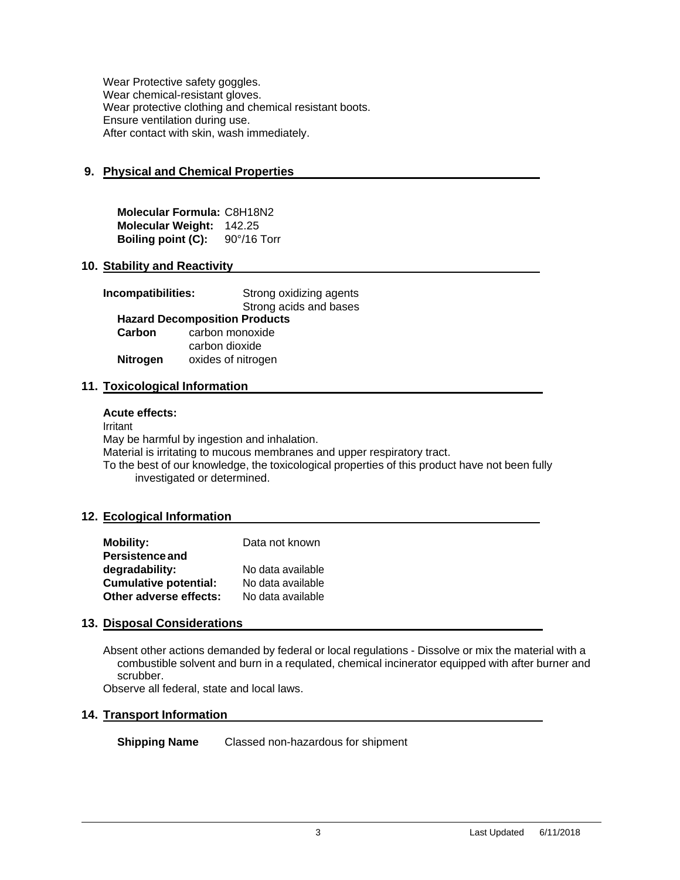Wear Protective safety goggles.
Wear chemical-resistant gloves.
Wear protective clothing and chemical resistant boots.
Ensure ventilation during use.
After contact with skin, wash immediately.

## 9. Physical and Chemical Properties

**Molecular Formula:** $C_8H_{18}N_2$
**Molecular Weight:** 142.25
**Boiling point (C):** 90°/16 Torr

## 10. Stability and Reactivity

**Incompatibilities:** Strong oxidizing agents
Strong acids and bases

**Hazard Decomposition Products**

| | |
|---|---|
| **Carbon** | carbon monoxide |
| | carbon dioxide |
| **Nitrogen** | oxides of nitrogen |

## 11. Toxicological Information

**Acute effects:**

Irritant
May be harmful by ingestion and inhalation.
Material is irritating to mucous membranes and upper respiratory tract.
To the best of our knowledge, the toxicological properties of this product have not been fully investigated or determined.

## 12. Ecological Information

| | |
|---|---|
| **Mobility:** | Data not known |
| **Persistence and degradability:** | No data available |
| **Cumulative potential:** | No data available |
| **Other adverse effects:** | No data available |

## 13. Disposal Considerations

Absent other actions demanded by federal or local regulations - Dissolve or mix the material with a combustible solvent and burn in a requlated, chemical incinerator equipped with after burner and scrubber.
Observe all federal, state and local laws.

## 14. Transport Information

**Shipping Name** Classed non-hazardous for shipment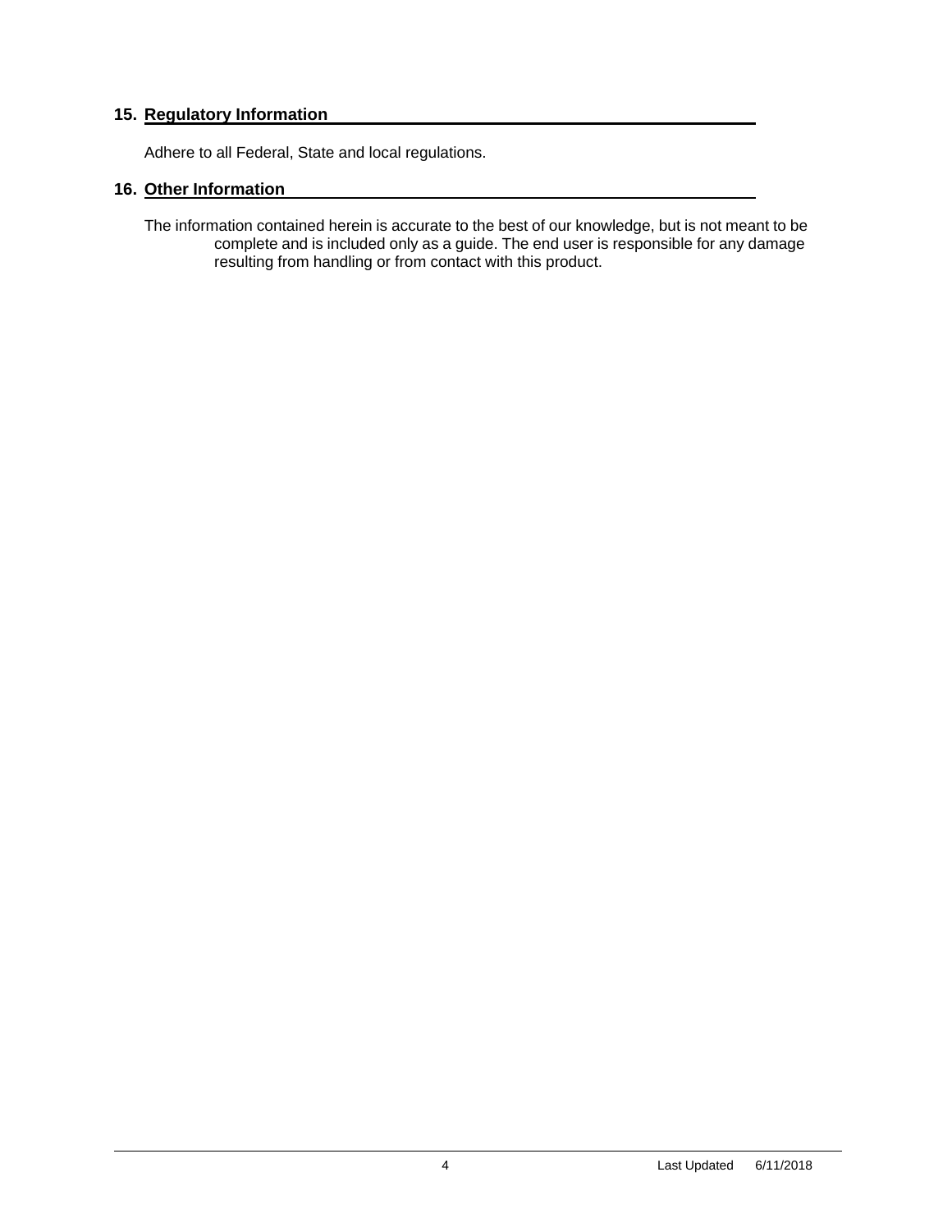## 15. Regulatory Information

Adhere to all Federal, State and local regulations.

## 16. Other Information

The information contained herein is accurate to the best of our knowledge, but is not meant to be complete and is included only as a guide. The end user is responsible for any damage resulting from handling or from contact with this product.